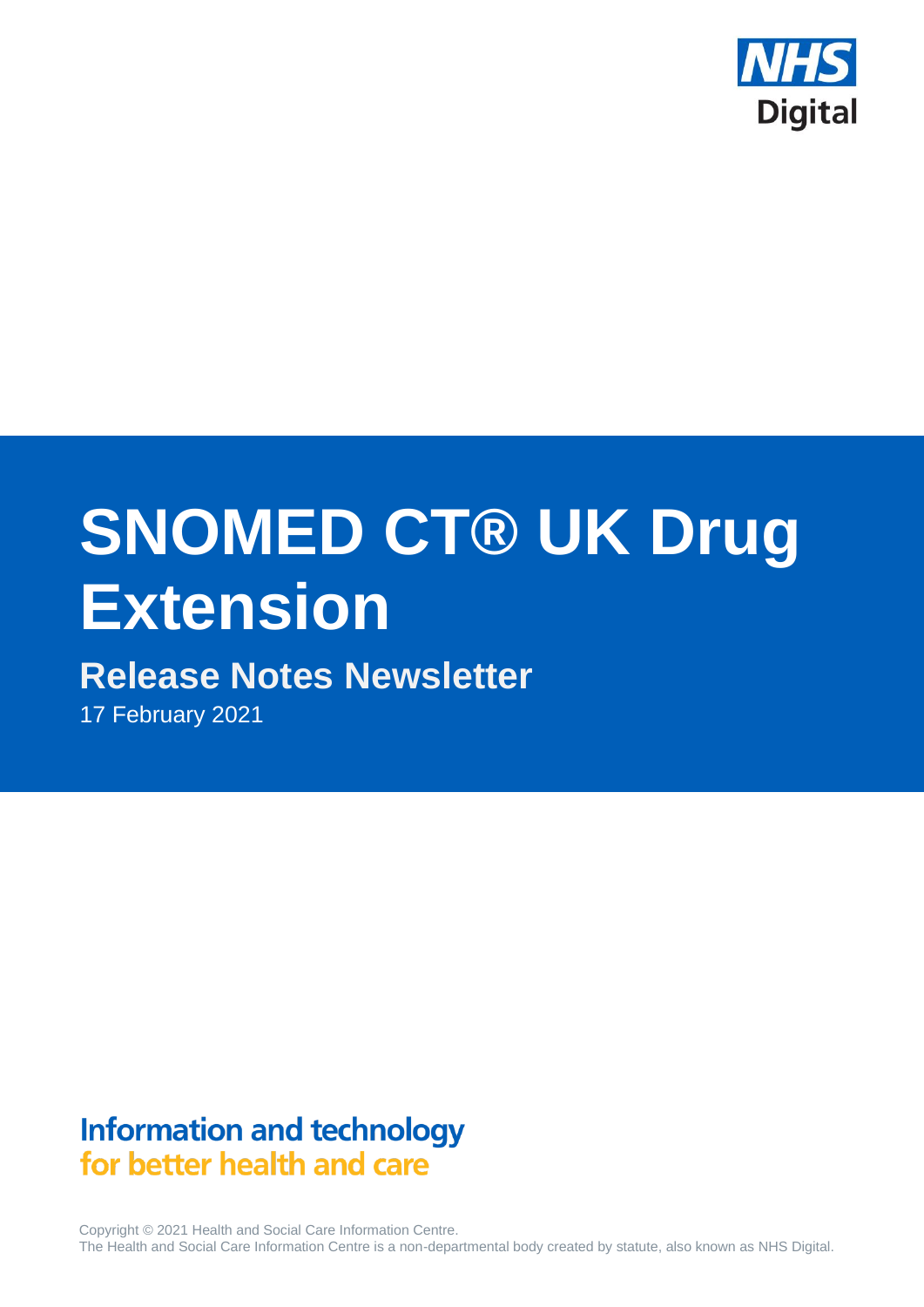NHS Digital

# SNOMED CT® UK Drug Extension

## Release Notes Newsletter

17 February 2021

**Information and technology**
**for better health and care**

Copyright © 2021 Health and Social Care Information Centre.
The Health and Social Care Information Centre is a non-departmental body created by statute, also known as NHS Digital.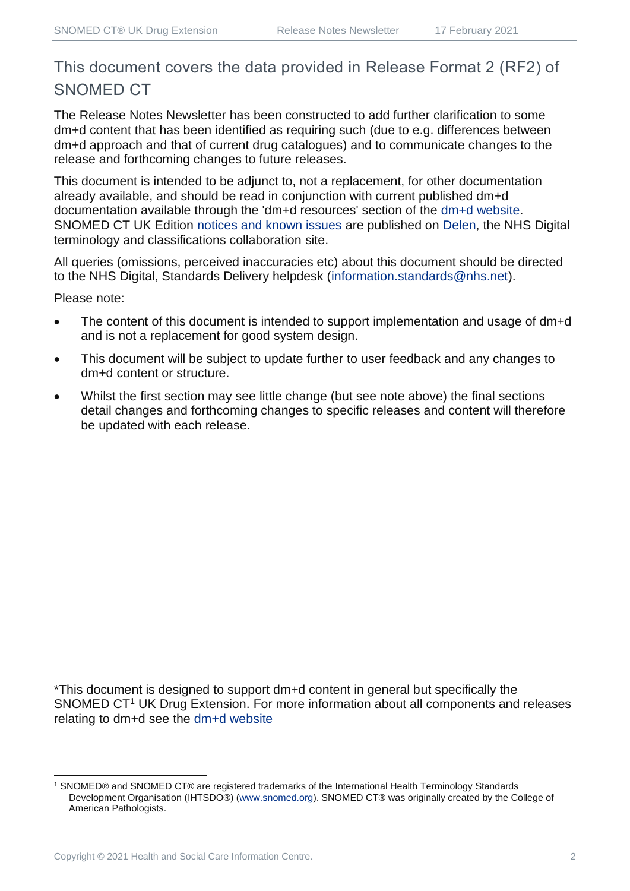## This document covers the data provided in Release Format 2 (RF2) of SNOMED CT

The Release Notes Newsletter has been constructed to add further clarification to some dm+d content that has been identified as requiring such (due to e.g. differences between dm+d approach and that of current drug catalogues) and to communicate changes to the release and forthcoming changes to future releases.

This document is intended to be adjunct to, not a replacement, for other documentation already available, and should be read in conjunction with current published dm+d documentation available through the 'dm+d resources' section of the dm+d website. SNOMED CT UK Edition notices and known issues are published on Delen, the NHS Digital terminology and classifications collaboration site.

All queries (omissions, perceived inaccuracies etc) about this document should be directed to the NHS Digital, Standards Delivery helpdesk (information.standards@nhs.net).

Please note:

- The content of this document is intended to support implementation and usage of dm+d and is not a replacement for good system design.
- This document will be subject to update further to user feedback and any changes to dm+d content or structure.
- Whilst the first section may see little change (but see note above) the final sections detail changes and forthcoming changes to specific releases and content will therefore be updated with each release.

*This document is designed to support dm+d content in general but specifically the SNOMED CT[1] UK Drug Extension. For more information about all components and releases relating to dm+d see the dm+d website

[1] SNOMED® and SNOMED CT® are registered trademarks of the International Health Terminology Standards Development Organisation (IHTSDO®) (www.snomed.org). SNOMED CT® was originally created by the College of American Pathologists.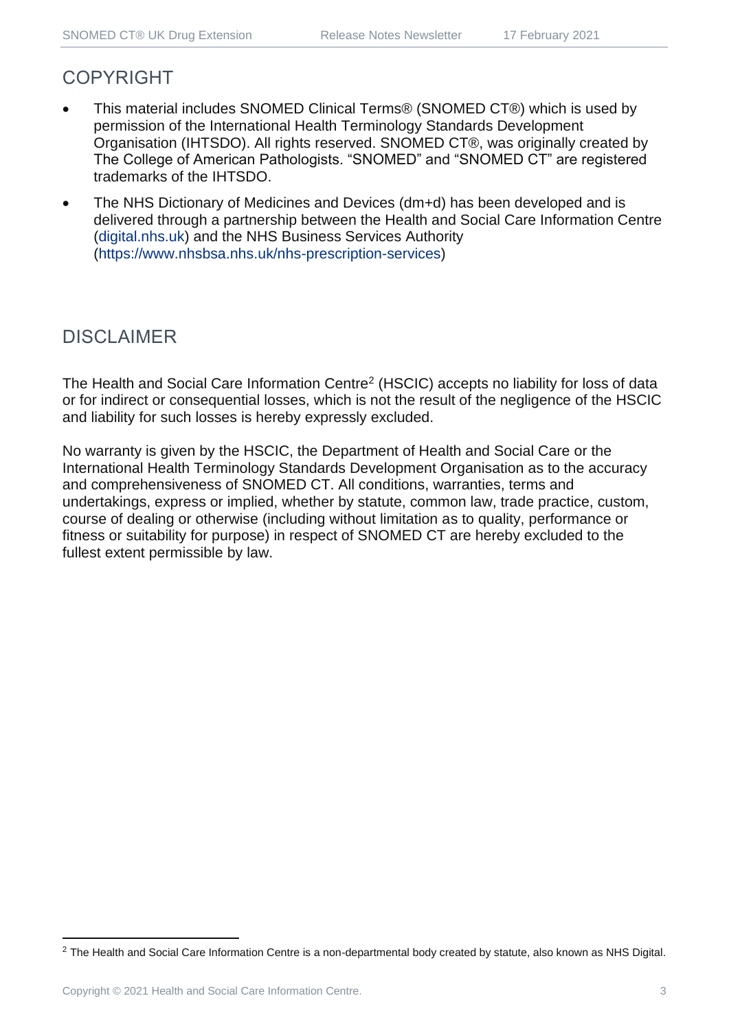## COPYRIGHT

- This material includes SNOMED Clinical Terms® (SNOMED CT®) which is used by permission of the International Health Terminology Standards Development Organisation (IHTSDO). All rights reserved. SNOMED CT®, was originally created by The College of American Pathologists. "SNOMED" and "SNOMED CT" are registered trademarks of the IHTSDO.
- The NHS Dictionary of Medicines and Devices (dm+d) has been developed and is delivered through a partnership between the Health and Social Care Information Centre (digital.nhs.uk) and the NHS Business Services Authority (https://www.nhsbsa.nhs.uk/nhs-prescription-services)

## DISCLAIMER

The Health and Social Care Information Centre[2] (HSCIC) accepts no liability for loss of data or for indirect or consequential losses, which is not the result of the negligence of the HSCIC and liability for such losses is hereby expressly excluded.

No warranty is given by the HSCIC, the Department of Health and Social Care or the International Health Terminology Standards Development Organisation as to the accuracy and comprehensiveness of SNOMED CT. All conditions, warranties, terms and undertakings, express or implied, whether by statute, common law, trade practice, custom, course of dealing or otherwise (including without limitation as to quality, performance or fitness or suitability for purpose) in respect of SNOMED CT are hereby excluded to the fullest extent permissible by law.

[2] The Health and Social Care Information Centre is a non-departmental body created by statute, also known as NHS Digital.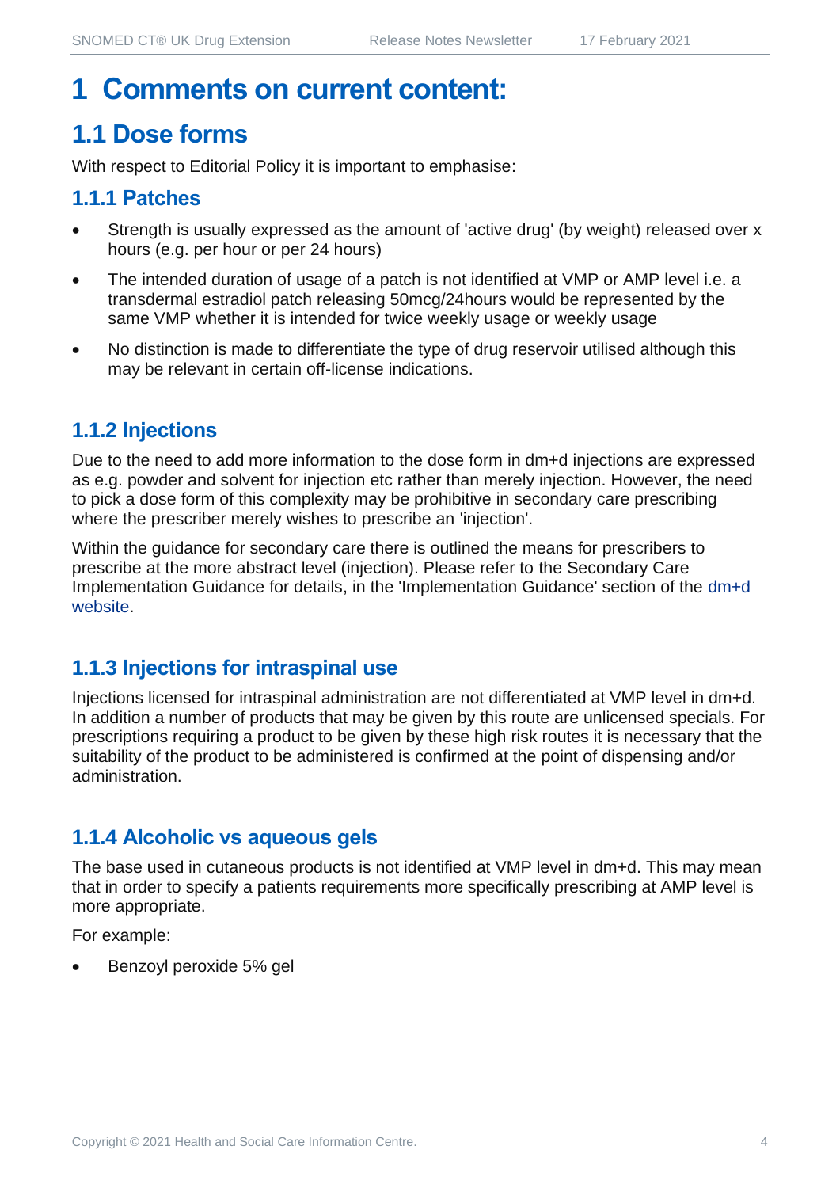# 1 Comments on current content:

## 1.1 Dose forms

With respect to Editorial Policy it is important to emphasise:

### 1.1.1 Patches

- Strength is usually expressed as the amount of 'active drug' (by weight) released over x hours (e.g. per hour or per 24 hours)
- The intended duration of usage of a patch is not identified at VMP or AMP level i.e. a transdermal estradiol patch releasing 50mcg/24hours would be represented by the same VMP whether it is intended for twice weekly usage or weekly usage
- No distinction is made to differentiate the type of drug reservoir utilised although this may be relevant in certain off-license indications.

### 1.1.2 Injections

Due to the need to add more information to the dose form in dm+d injections are expressed as e.g. powder and solvent for injection etc rather than merely injection. However, the need to pick a dose form of this complexity may be prohibitive in secondary care prescribing where the prescriber merely wishes to prescribe an 'injection'.

Within the guidance for secondary care there is outlined the means for prescribers to prescribe at the more abstract level (injection). Please refer to the Secondary Care Implementation Guidance for details, in the 'Implementation Guidance' section of the dm+d website.

### 1.1.3 Injections for intraspinal use

Injections licensed for intraspinal administration are not differentiated at VMP level in dm+d. In addition a number of products that may be given by this route are unlicensed specials. For prescriptions requiring a product to be given by these high risk routes it is necessary that the suitability of the product to be administered is confirmed at the point of dispensing and/or administration.

### 1.1.4 Alcoholic vs aqueous gels

The base used in cutaneous products is not identified at VMP level in dm+d. This may mean that in order to specify a patients requirements more specifically prescribing at AMP level is more appropriate.

For example:

- Benzoyl peroxide 5% gel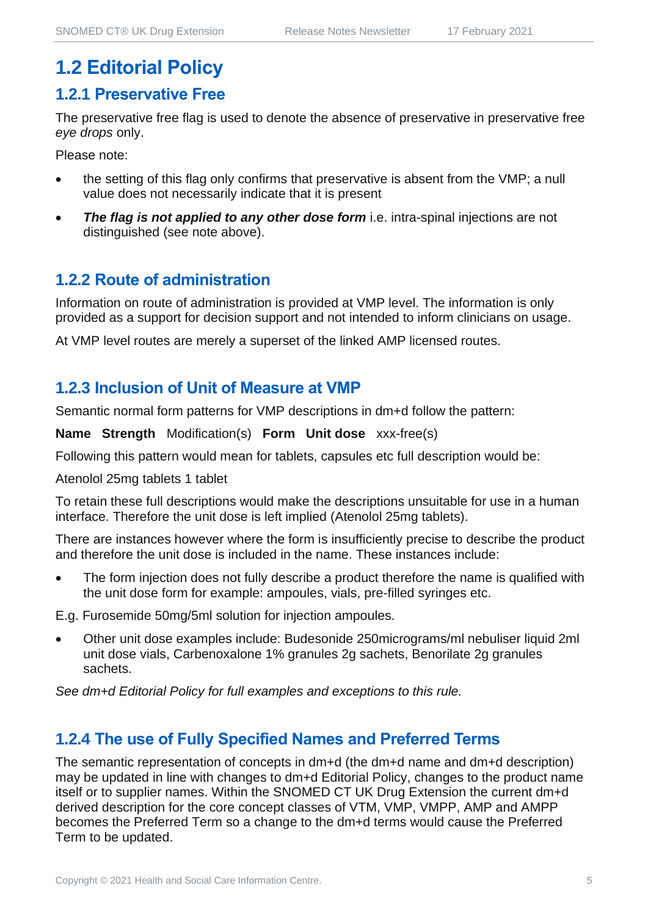# 1.2 Editorial Policy

## 1.2.1 Preservative Free

The preservative free flag is used to denote the absence of preservative in preservative free *eye drops* only.

Please note:

- the setting of this flag only confirms that preservative is absent from the VMP; a null value does not necessarily indicate that it is present
- ***The flag is not applied to any other dose form*** i.e. intra-spinal injections are not distinguished (see note above).

## 1.2.2 Route of administration

Information on route of administration is provided at VMP level. The information is only provided as a support for decision support and not intended to inform clinicians on usage.

At VMP level routes are merely a superset of the linked AMP licensed routes.

## 1.2.3 Inclusion of Unit of Measure at VMP

Semantic normal form patterns for VMP descriptions in dm+d follow the pattern:

**Name Strength** Modification(s) **Form Unit dose** xxx-free(s)

Following this pattern would mean for tablets, capsules etc full description would be:

Atenolol 25mg tablets 1 tablet

To retain these full descriptions would make the descriptions unsuitable for use in a human interface. Therefore the unit dose is left implied (Atenolol 25mg tablets).

There are instances however where the form is insufficiently precise to describe the product and therefore the unit dose is included in the name. These instances include:

- The form injection does not fully describe a product therefore the name is qualified with the unit dose form for example: ampoules, vials, pre-filled syringes etc.

E.g. Furosemide 50mg/5ml solution for injection ampoules.

- Other unit dose examples include: Budesonide 250micrograms/ml nebuliser liquid 2ml unit dose vials, Carbenoxalone 1% granules 2g sachets, Benorilate 2g granules sachets.

*See dm+d Editorial Policy for full examples and exceptions to this rule.*

## 1.2.4 The use of Fully Specified Names and Preferred Terms

The semantic representation of concepts in dm+d (the dm+d name and dm+d description) may be updated in line with changes to dm+d Editorial Policy, changes to the product name itself or to supplier names. Within the SNOMED CT UK Drug Extension the current dm+d derived description for the core concept classes of VTM, VMP, VMPP, AMP and AMPP becomes the Preferred Term so a change to the dm+d terms would cause the Preferred Term to be updated.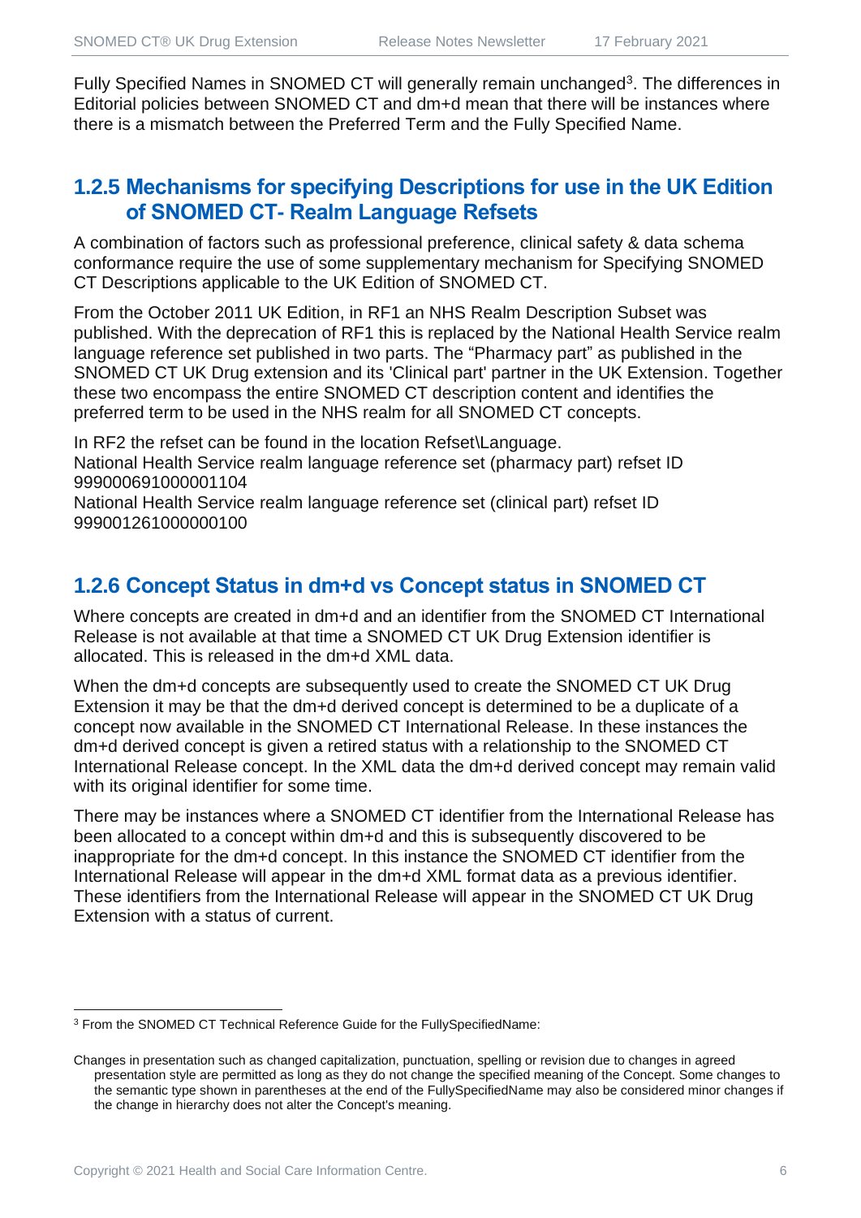Fully Specified Names in SNOMED CT will generally remain unchanged[3]. The differences in Editorial policies between SNOMED CT and dm+d mean that there will be instances where there is a mismatch between the Preferred Term and the Fully Specified Name.

### 1.2.5 Mechanisms for specifying Descriptions for use in the UK Edition of SNOMED CT- Realm Language Refsets

A combination of factors such as professional preference, clinical safety & data schema conformance require the use of some supplementary mechanism for Specifying SNOMED CT Descriptions applicable to the UK Edition of SNOMED CT.

From the October 2011 UK Edition, in RF1 an NHS Realm Description Subset was published. With the deprecation of RF1 this is replaced by the National Health Service realm language reference set published in two parts. The “Pharmacy part” as published in the SNOMED CT UK Drug extension and its 'Clinical part' partner in the UK Extension. Together these two encompass the entire SNOMED CT description content and identifies the preferred term to be used in the NHS realm for all SNOMED CT concepts.

In RF2 the refset can be found in the location Refset\Language.
National Health Service realm language reference set (pharmacy part) refset ID 999000691000001104
National Health Service realm language reference set (clinical part) refset ID 999001261000000100

### 1.2.6 Concept Status in dm+d vs Concept status in SNOMED CT

Where concepts are created in dm+d and an identifier from the SNOMED CT International Release is not available at that time a SNOMED CT UK Drug Extension identifier is allocated. This is released in the dm+d XML data.

When the dm+d concepts are subsequently used to create the SNOMED CT UK Drug Extension it may be that the dm+d derived concept is determined to be a duplicate of a concept now available in the SNOMED CT International Release. In these instances the dm+d derived concept is given a retired status with a relationship to the SNOMED CT International Release concept. In the XML data the dm+d derived concept may remain valid with its original identifier for some time.

There may be instances where a SNOMED CT identifier from the International Release has been allocated to a concept within dm+d and this is subsequently discovered to be inappropriate for the dm+d concept. In this instance the SNOMED CT identifier from the International Release will appear in the dm+d XML format data as a previous identifier. These identifiers from the International Release will appear in the SNOMED CT UK Drug Extension with a status of current.

---

[3] From the SNOMED CT Technical Reference Guide for the FullySpecifiedName:

Changes in presentation such as changed capitalization, punctuation, spelling or revision due to changes in agreed presentation style are permitted as long as they do not change the specified meaning of the Concept. Some changes to the semantic type shown in parentheses at the end of the FullySpecifiedName may also be considered minor changes if the change in hierarchy does not alter the Concept's meaning.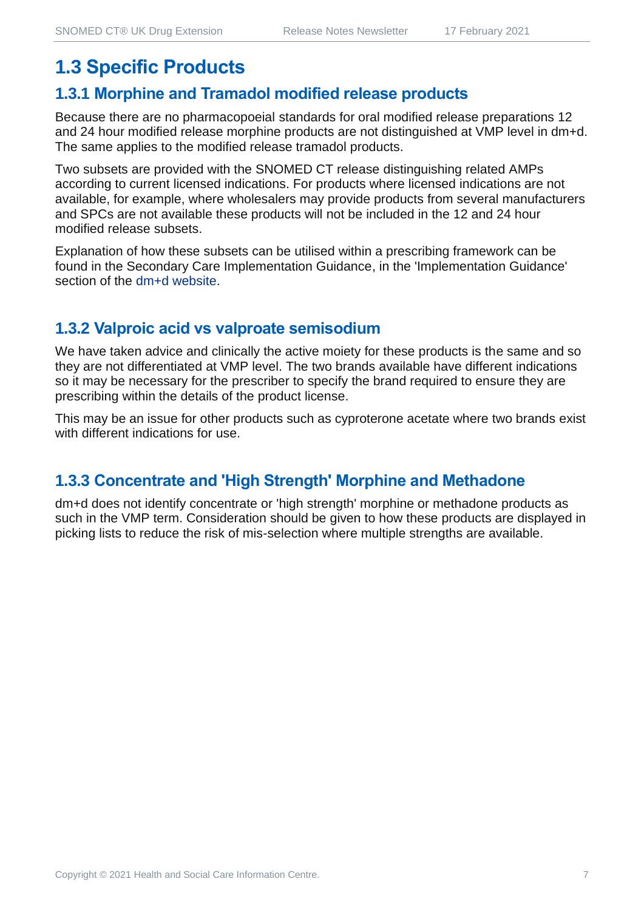# 1.3 Specific Products

## 1.3.1 Morphine and Tramadol modified release products

Because there are no pharmacopoeial standards for oral modified release preparations 12 and 24 hour modified release morphine products are not distinguished at VMP level in dm+d. The same applies to the modified release tramadol products.

Two subsets are provided with the SNOMED CT release distinguishing related AMPs according to current licensed indications. For products where licensed indications are not available, for example, where wholesalers may provide products from several manufacturers and SPCs are not available these products will not be included in the 12 and 24 hour modified release subsets.

Explanation of how these subsets can be utilised within a prescribing framework can be found in the Secondary Care Implementation Guidance, in the 'Implementation Guidance' section of the dm+d website.

## 1.3.2 Valproic acid vs valproate semisodium

We have taken advice and clinically the active moiety for these products is the same and so they are not differentiated at VMP level. The two brands available have different indications so it may be necessary for the prescriber to specify the brand required to ensure they are prescribing within the details of the product license.

This may be an issue for other products such as cyproterone acetate where two brands exist with different indications for use.

## 1.3.3 Concentrate and 'High Strength' Morphine and Methadone

dm+d does not identify concentrate or 'high strength' morphine or methadone products as such in the VMP term. Consideration should be given to how these products are displayed in picking lists to reduce the risk of mis-selection where multiple strengths are available.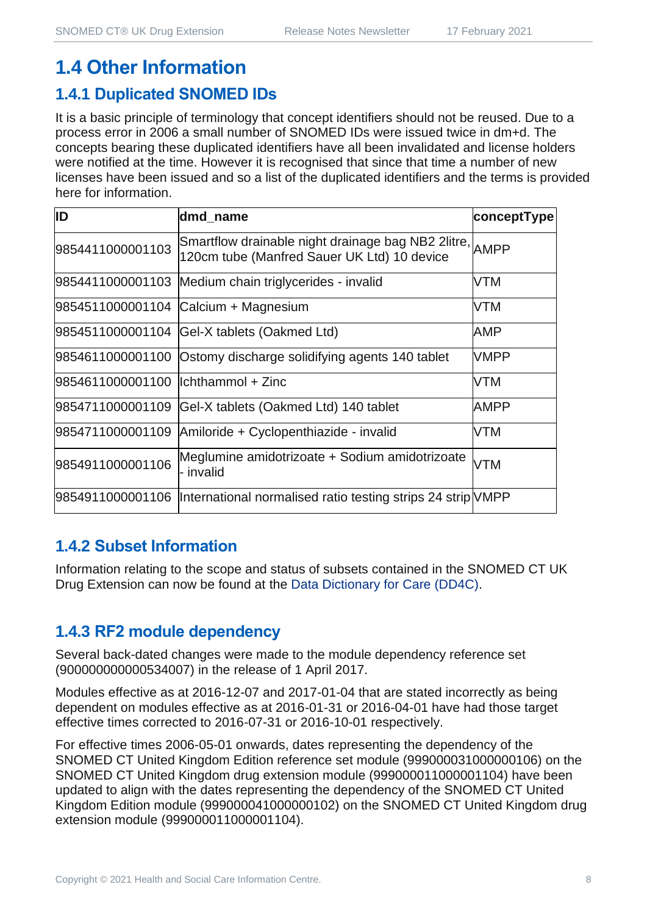## 1.4 Other Information

### 1.4.1 Duplicated SNOMED IDs

It is a basic principle of terminology that concept identifiers should not be reused. Due to a process error in 2006 a small number of SNOMED IDs were issued twice in dm+d. The concepts bearing these duplicated identifiers have all been invalidated and license holders were notified at the time. However it is recognised that since that time a number of new licenses have been issued and so a list of the duplicated identifiers and the terms is provided here for information.

| ID | dmd_name | conceptType |
|---|---|---|
| 9854411000001103 | Smartflow drainable night drainage bag NB2 2litre, 120cm tube (Manfred Sauer UK Ltd) 10 device | AMPP |
| 9854411000001103 | Medium chain triglycerides - invalid | VTM |
| 9854511000001104 | Calcium + Magnesium | VTM |
| 9854511000001104 | Gel-X tablets (Oakmed Ltd) | AMP |
| 9854611000001100 | Ostomy discharge solidifying agents 140 tablet | VMPP |
| 9854611000001100 | Ichthammol + Zinc | VTM |
| 9854711000001109 | Gel-X tablets (Oakmed Ltd) 140 tablet | AMPP |
| 9854711000001109 | Amiloride + Cyclopenthiazide - invalid | VTM |
| 9854911000001106 | Meglumine amidotrizoate + Sodium amidotrizoate - invalid | VTM |
| 9854911000001106 | International normalised ratio testing strips 24 strip | VMPP |

### 1.4.2 Subset Information

Information relating to the scope and status of subsets contained in the SNOMED CT UK Drug Extension can now be found at the Data Dictionary for Care (DD4C).

### 1.4.3 RF2 module dependency

Several back-dated changes were made to the module dependency reference set (900000000000534007) in the release of 1 April 2017.

Modules effective as at 2016-12-07 and 2017-01-04 that are stated incorrectly as being dependent on modules effective as at 2016-01-31 or 2016-04-01 have had those target effective times corrected to 2016-07-31 or 2016-10-01 respectively.

For effective times 2006-05-01 onwards, dates representing the dependency of the SNOMED CT United Kingdom Edition reference set module (999000031000000106) on the SNOMED CT United Kingdom drug extension module (999000011000001104) have been updated to align with the dates representing the dependency of the SNOMED CT United Kingdom Edition module (999000041000000102) on the SNOMED CT United Kingdom drug extension module (999000011000001104).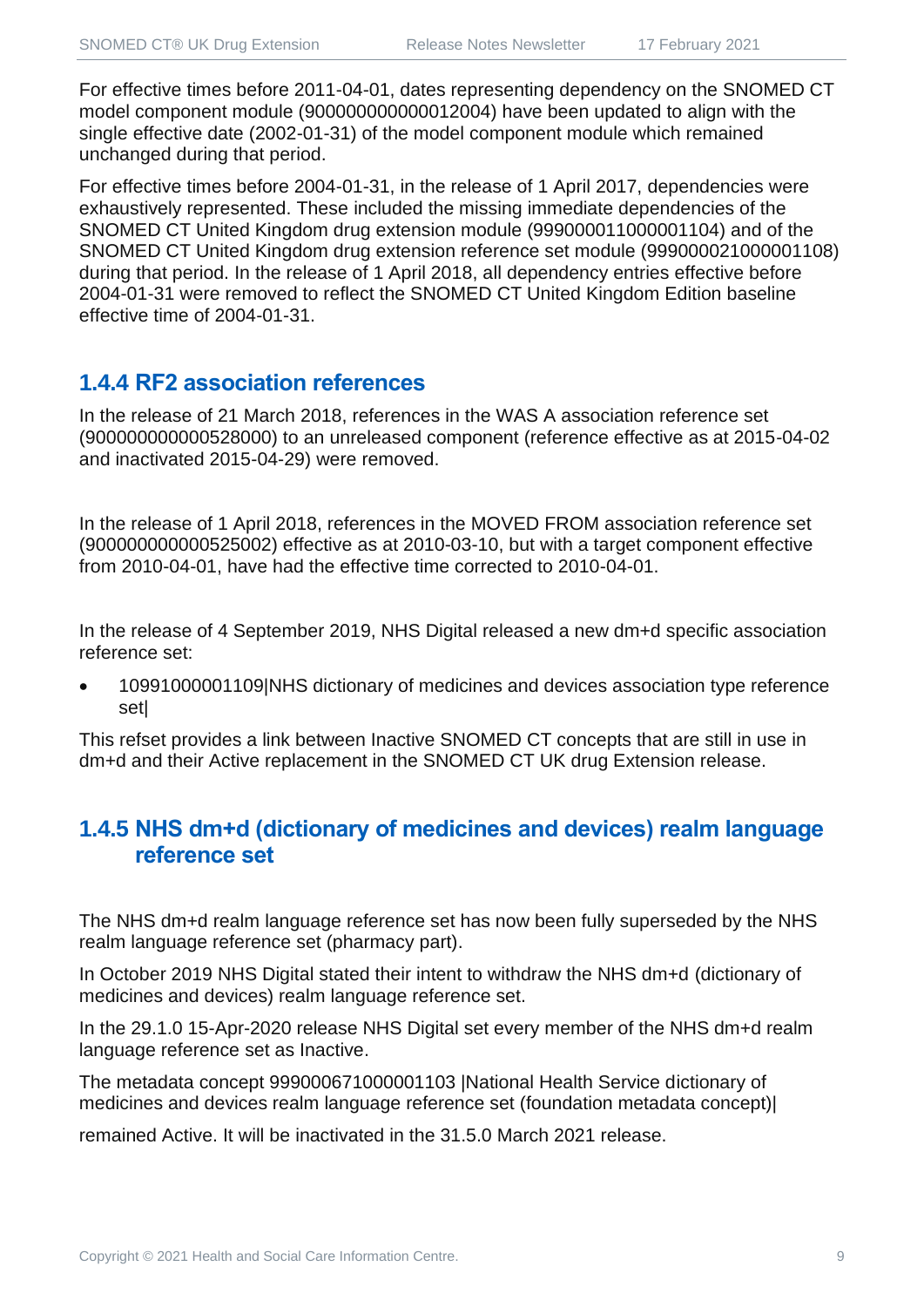For effective times before 2011-04-01, dates representing dependency on the SNOMED CT model component module (900000000000012004) have been updated to align with the single effective date (2002-01-31) of the model component module which remained unchanged during that period.

For effective times before 2004-01-31, in the release of 1 April 2017, dependencies were exhaustively represented. These included the missing immediate dependencies of the SNOMED CT United Kingdom drug extension module (999000011000001104) and of the SNOMED CT United Kingdom drug extension reference set module (999000021000001108) during that period. In the release of 1 April 2018, all dependency entries effective before 2004-01-31 were removed to reflect the SNOMED CT United Kingdom Edition baseline effective time of 2004-01-31.

### 1.4.4 RF2 association references

In the release of 21 March 2018, references in the WAS A association reference set (900000000000528000) to an unreleased component (reference effective as at 2015-04-02 and inactivated 2015-04-29) were removed.

In the release of 1 April 2018, references in the MOVED FROM association reference set (900000000000525002) effective as at 2010-03-10, but with a target component effective from 2010-04-01, have had the effective time corrected to 2010-04-01.

In the release of 4 September 2019, NHS Digital released a new dm+d specific association reference set:

- 10991000001109|NHS dictionary of medicines and devices association type reference set|

This refset provides a link between Inactive SNOMED CT concepts that are still in use in dm+d and their Active replacement in the SNOMED CT UK drug Extension release.

### 1.4.5 NHS dm+d (dictionary of medicines and devices) realm language reference set

The NHS dm+d realm language reference set has now been fully superseded by the NHS realm language reference set (pharmacy part).

In October 2019 NHS Digital stated their intent to withdraw the NHS dm+d (dictionary of medicines and devices) realm language reference set.

In the 29.1.0 15-Apr-2020 release NHS Digital set every member of the NHS dm+d realm language reference set as Inactive.

The metadata concept 999000671000001103 |National Health Service dictionary of medicines and devices realm language reference set (foundation metadata concept)|

remained Active. It will be inactivated in the 31.5.0 March 2021 release.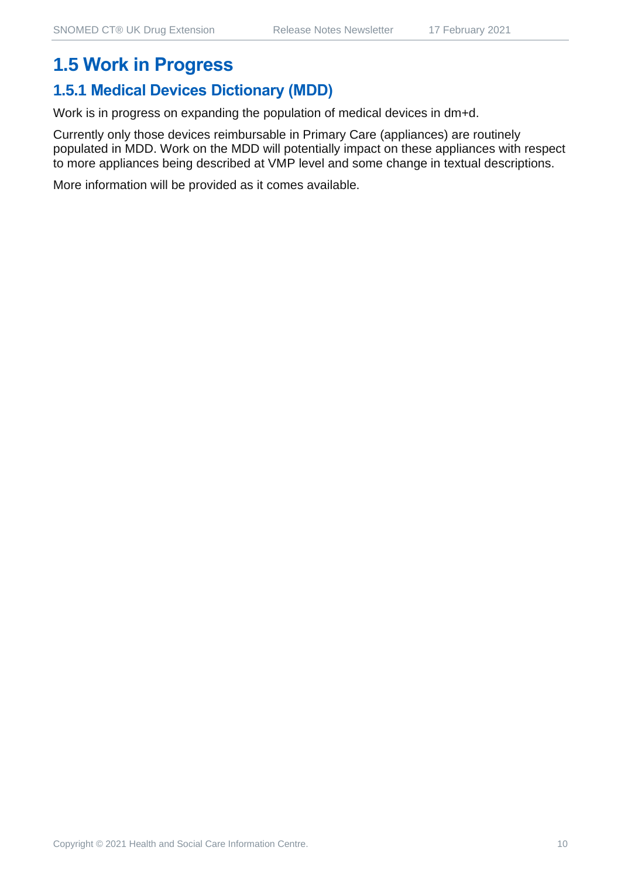## 1.5 Work in Progress

### 1.5.1 Medical Devices Dictionary (MDD)

Work is in progress on expanding the population of medical devices in dm+d.

Currently only those devices reimbursable in Primary Care (appliances) are routinely populated in MDD. Work on the MDD will potentially impact on these appliances with respect to more appliances being described at VMP level and some change in textual descriptions.

More information will be provided as it comes available.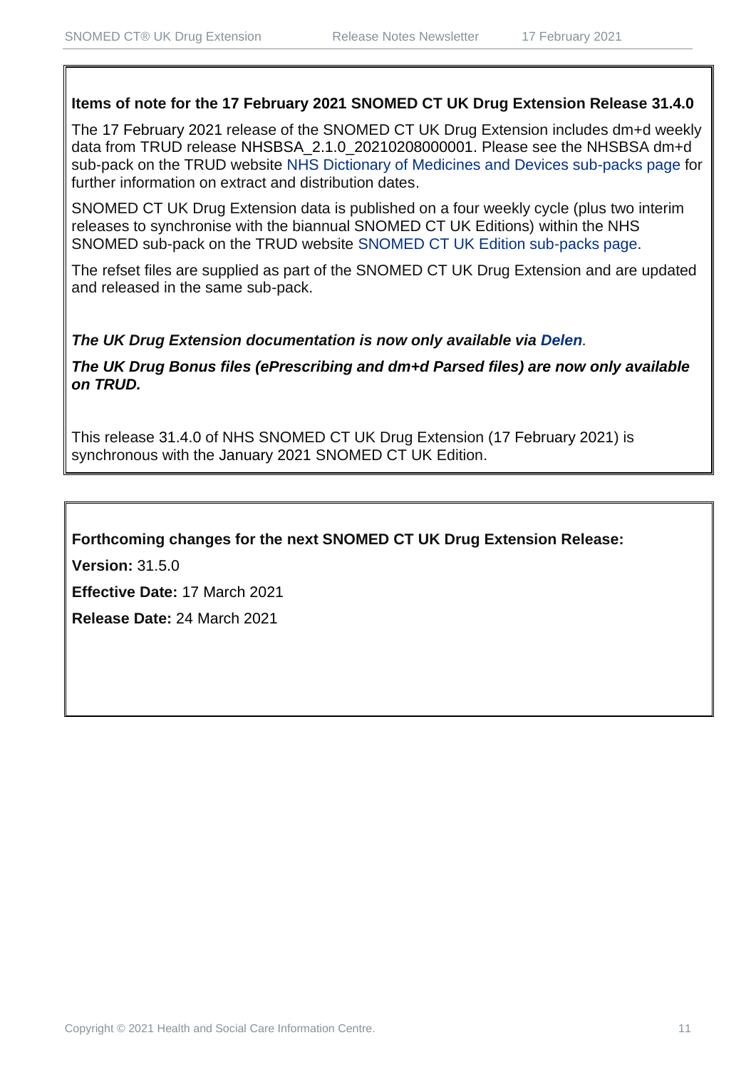**Items of note for the 17 February 2021 SNOMED CT UK Drug Extension Release 31.4.0**

The 17 February 2021 release of the SNOMED CT UK Drug Extension includes dm+d weekly data from TRUD release NHSBSA_2.1.0_20210208000001. Please see the NHSBSA dm+d sub-pack on the TRUD website NHS Dictionary of Medicines and Devices sub-packs page for further information on extract and distribution dates.

SNOMED CT UK Drug Extension data is published on a four weekly cycle (plus two interim releases to synchronise with the biannual SNOMED CT UK Editions) within the NHS SNOMED sub-pack on the TRUD website SNOMED CT UK Edition sub-packs page.

The refset files are supplied as part of the SNOMED CT UK Drug Extension and are updated and released in the same sub-pack.

***The UK Drug Extension documentation is now only available via Delen.***

***The UK Drug Bonus files (ePrescribing and dm+d Parsed files) are now only available on TRUD.***

This release 31.4.0 of NHS SNOMED CT UK Drug Extension (17 February 2021) is synchronous with the January 2021 SNOMED CT UK Edition.

**Forthcoming changes for the next SNOMED CT UK Drug Extension Release:**

**Version:** 31.5.0

**Effective Date:** 17 March 2021

**Release Date:** 24 March 2021